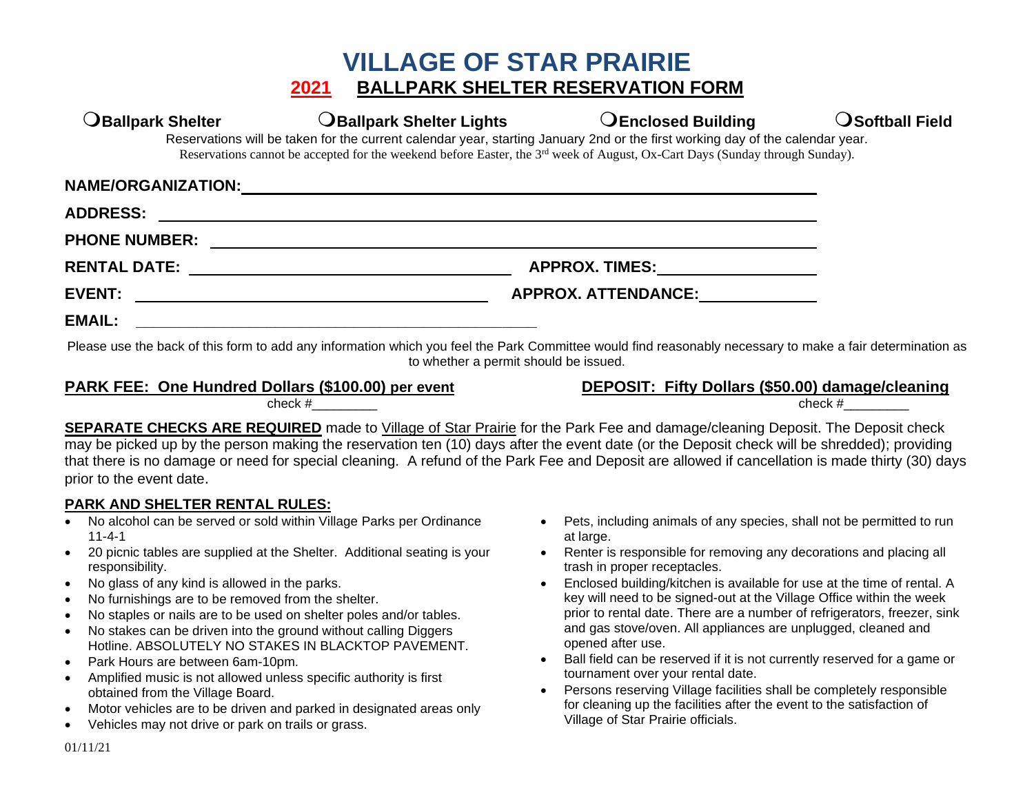# VILLAGE OF STAR PRAIRIE

## 2021 BALLPARK SHELTER RESERVATION FORM

❍**Ballpark Shelter** ❍**Ballpark Shelter Lights** ❍**Enclosed Building** ❍**Softball Field**

Reservations will be taken for the current calendar year, starting January 2nd or the first working day of the calendar year.

Reservations cannot be accepted for the weekend before Easter, the 3rd week of August, Ox-Cart Days (Sunday through Sunday).

**NAME/ORGANIZATION:** ______________________________

**ADDRESS:** ______________________________

**PHONE NUMBER:** ______________________________

**RENTAL DATE:** ______________________________ **APPROX. TIMES:** ______________

**EVENT:** ______________________________ **APPROX. ATTENDANCE:** ______________

**EMAIL:** ______________________________

Please use the back of this form to add any information which you feel the Park Committee would find reasonably necessary to make a fair determination as to whether a permit should be issued.

**PARK FEE: One Hundred Dollars ($100.00) per event**
check #_________

**DEPOSIT: Fifty Dollars ($50.00) damage/cleaning**
check #_________

**SEPARATE CHECKS ARE REQUIRED** made to Village of Star Prairie for the Park Fee and damage/cleaning Deposit. The Deposit check may be picked up by the person making the reservation ten (10) days after the event date (or the Deposit check will be shredded); providing that there is no damage or need for special cleaning. A refund of the Park Fee and Deposit are allowed if cancellation is made thirty (30) days prior to the event date.

**PARK AND SHELTER RENTAL RULES:**

- No alcohol can be served or sold within Village Parks per Ordinance 11-4-1
- 20 picnic tables are supplied at the Shelter. Additional seating is your responsibility.
- No glass of any kind is allowed in the parks.
- No furnishings are to be removed from the shelter.
- No staples or nails are to be used on shelter poles and/or tables.
- No stakes can be driven into the ground without calling Diggers Hotline. ABSOLUTELY NO STAKES IN BLACKTOP PAVEMENT.
- Park Hours are between 6am-10pm.
- Amplified music is not allowed unless specific authority is first obtained from the Village Board.
- Motor vehicles are to be driven and parked in designated areas only
- Vehicles may not drive or park on trails or grass.
- Pets, including animals of any species, shall not be permitted to run at large.
- Renter is responsible for removing any decorations and placing all trash in proper receptacles.
- Enclosed building/kitchen is available for use at the time of rental. A key will need to be signed-out at the Village Office within the week prior to rental date. There are a number of refrigerators, freezer, sink and gas stove/oven. All appliances are unplugged, cleaned and opened after use.
- Ball field can be reserved if it is not currently reserved for a game or tournament over your rental date.
- Persons reserving Village facilities shall be completely responsible for cleaning up the facilities after the event to the satisfaction of Village of Star Prairie officials.

01/11/21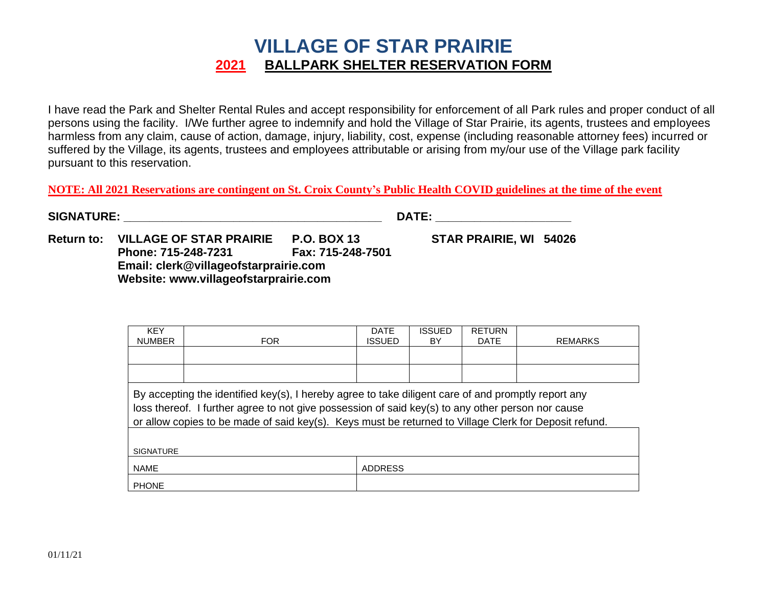# VILLAGE OF STAR PRAIRIE

## 2021 BALLPARK SHELTER RESERVATION FORM

I have read the Park and Shelter Rental Rules and accept responsibility for enforcement of all Park rules and proper conduct of all persons using the facility. I/We further agree to indemnify and hold the Village of Star Prairie, its agents, trustees and employees harmless from any claim, cause of action, damage, injury, liability, cost, expense (including reasonable attorney fees) incurred or suffered by the Village, its agents, trustees and employees attributable or arising from my/our use of the Village park facility pursuant to this reservation.

**NOTE: All 2021 Reservations are contingent on St. Croix County's Public Health COVID guidelines at the time of the event**

**SIGNATURE:** ________________________________________ **DATE:** ____________________

**Return to:** **VILLAGE OF STAR PRAIRIE** **P.O. BOX 13** **STAR PRAIRIE, WI 54026**
**Phone: 715-248-7231** **Fax: 715-248-7501**
**Email: clerk@villageofstarprairie.com**
**Website: www.villageofstarprairie.com**

| KEY NUMBER | FOR | DATE ISSUED | ISSUED BY | RETURN DATE | REMARKS |
|---|---|---|---|---|---|
| | | | | | |
| | | | | | |

By accepting the identified key(s), I hereby agree to take diligent care of and promptly report any loss thereof. I further agree to not give possession of said key(s) to any other person nor cause or allow copies to be made of said key(s). Keys must be returned to Village Clerk for Deposit refund.

| | |
|---|---|
| SIGNATURE | |
| NAME | ADDRESS |
| PHONE | |

01/11/21